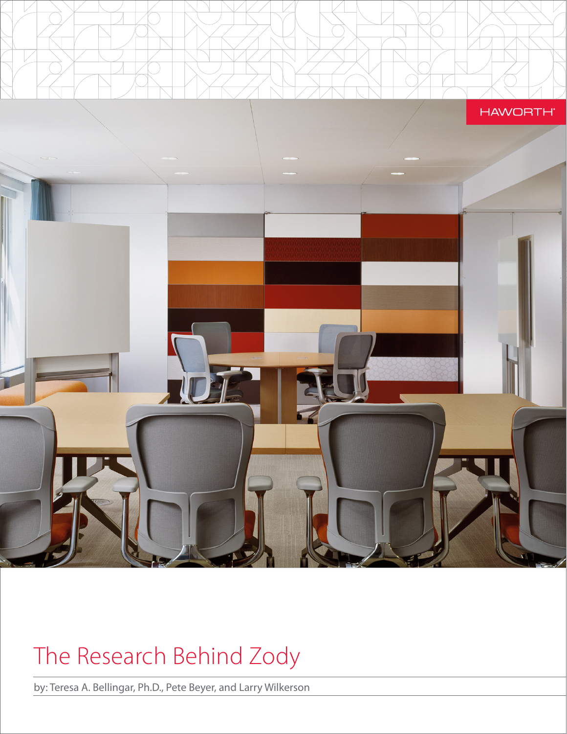HAWORTH

# The Research Behind Zody

by: Teresa A. Bellingar, Ph.D., Pete Beyer, and Larry Wilkerson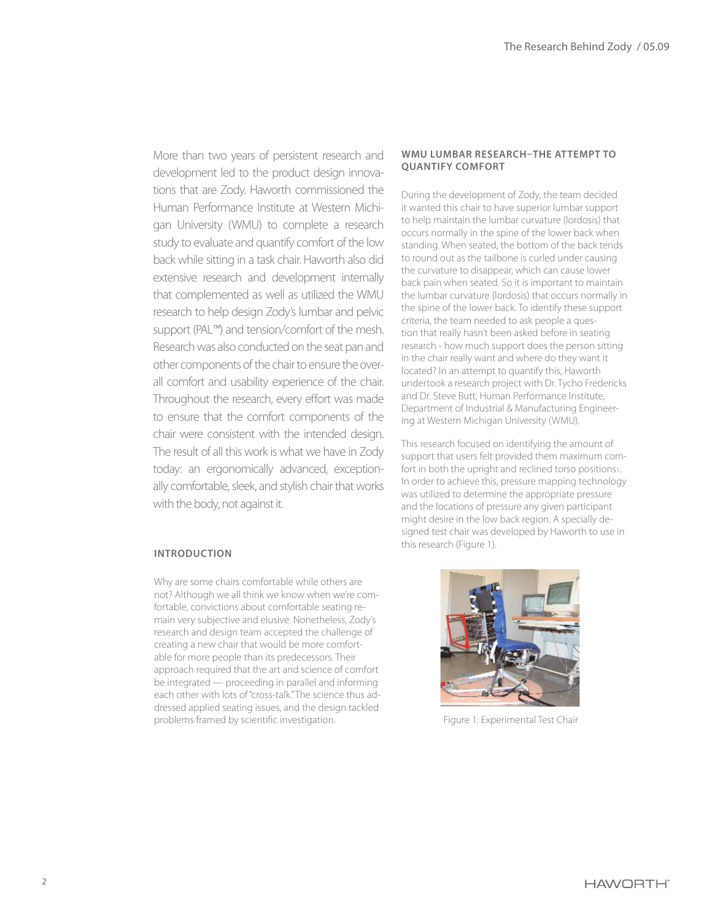More than two years of persistent research and development led to the product design innovations that are Zody. Haworth commissioned the Human Performance Institute at Western Michigan University (WMU) to complete a research study to evaluate and quantify comfort of the low back while sitting in a task chair. Haworth also did extensive research and development internally that complemented as well as utilized the WMU research to help design Zody's lumbar and pelvic support (PAL™) and tension/comfort of the mesh. Research was also conducted on the seat pan and other components of the chair to ensure the overall comfort and usability experience of the chair. Throughout the research, every effort was made to ensure that the comfort components of the chair were consistent with the intended design. The result of all this work is what we have in Zody today: an ergonomically advanced, exceptionally comfortable, sleek, and stylish chair that works with the body, not against it.

## INTRODUCTION

Why are some chairs comfortable while others are not? Although we all think we know when we're comfortable, convictions about comfortable seating remain very subjective and elusive. Nonetheless, Zody's research and design team accepted the challenge of creating a new chair that would be more comfortable for more people than its predecessors. Their approach required that the art and science of comfort be integrated — proceeding in parallel and informing each other with lots of "cross-talk." The science thus addressed applied seating issues, and the design tackled problems framed by scientific investigation.

## WMU LUMBAR RESEARCH–THE ATTEMPT TO QUANTIFY COMFORT

During the development of Zody, the team decided it wanted this chair to have superior lumbar support to help maintain the lumbar curvature (lordosis) that occurs normally in the spine of the lower back when standing. When seated, the bottom of the back tends to round out as the tailbone is curled under causing the curvature to disappear, which can cause lower back pain when seated. So it is important to maintain the lumbar curvature (lordosis) that occurs normally in the spine of the lower back. To identify these support criteria, the team needed to ask people a question that really hasn't been asked before in seating research - how much support does the person sitting in the chair really want and where do they want it located? In an attempt to quantify this, Haworth undertook a research project with Dr. Tycho Fredericks and Dr. Steve Butt, Human Performance Institute, Department of Industrial & Manufacturing Engineering at Western Michigan University (WMU).

This research focused on identifying the amount of support that users felt provided them maximum comfort in both the upright and reclined torso positions[1]. In order to achieve this, pressure mapping technology was utilized to determine the appropriate pressure and the locations of pressure any given participant might desire in the low back region. A specially designed test chair was developed by Haworth to use in this research (Figure 1).

Figure 1: Experimental Test Chair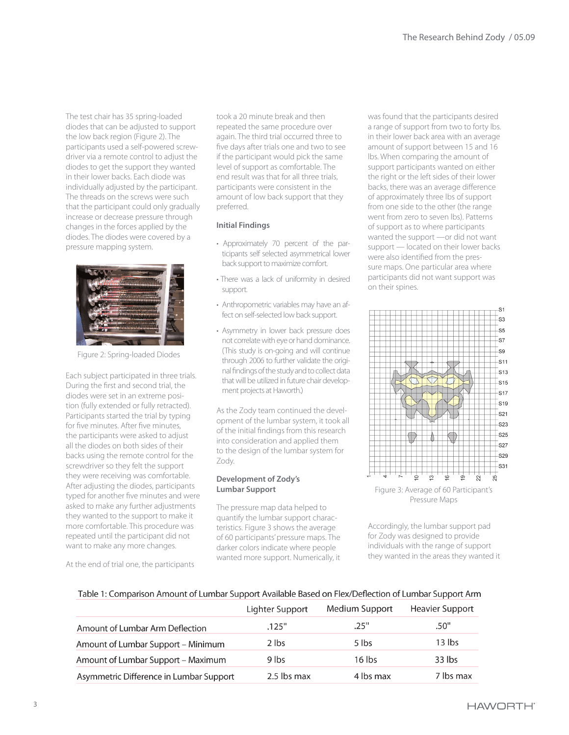The test chair has 35 spring-loaded diodes that can be adjusted to support the low back region (Figure 2). The participants used a self-powered screwdriver via a remote control to adjust the diodes to get the support they wanted in their lower backs. Each diode was individually adjusted by the participant. The threads on the screws were such that the participant could only gradually increase or decrease pressure through changes in the forces applied by the diodes. The diodes were covered by a pressure mapping system.

Figure 2: Spring-loaded Diodes

Each subject participated in three trials. During the first and second trial, the diodes were set in an extreme position (fully extended or fully retracted). Participants started the trial by typing for five minutes. After five minutes, the participants were asked to adjust all the diodes on both sides of their backs using the remote control for the screwdriver so they felt the support they were receiving was comfortable. After adjusting the diodes, participants typed for another five minutes and were asked to make any further adjustments they wanted to the support to make it more comfortable. This procedure was repeated until the participant did not want to make any more changes.

At the end of trial one, the participants took a 20 minute break and then repeated the same procedure over again. The third trial occurred three to five days after trials one and two to see if the participant would pick the same level of support as comfortable. The end result was that for all three trials, participants were consistent in the amount of low back support that they preferred.

### Initial Findings

- Approximately 70 percent of the participants self selected asymmetrical lower back support to maximize comfort.
- There was a lack of uniformity in desired support.
- Anthropometric variables may have an affect on self-selected low back support.
- Asymmetry in lower back pressure does not correlate with eye or hand dominance. (This study is on-going and will continue through 2006 to further validate the original findings of the study and to collect data that will be utilized in future chair development projects at Haworth.)

As the Zody team continued the development of the lumbar system, it took all of the initial findings from this research into consideration and applied them to the design of the lumbar system for Zody.

### Development of Zody's Lumbar Support

The pressure map data helped to quantify the lumbar support characteristics. Figure 3 shows the average of 60 participants' pressure maps. The darker colors indicate where people wanted more support. Numerically, it was found that the participants desired a range of support from two to forty lbs. in their lower back area with an average amount of support between 15 and 16 lbs. When comparing the amount of support participants wanted on either the right or the left sides of their lower backs, there was an average difference of approximately three lbs of support from one side to the other (the range went from zero to seven lbs). Patterns of support as to where participants wanted the support —or did not want support — located on their lower backs were also identified from the pressure maps. One particular area where participants did not want support was on their spines.

S1
S3
S5
S7
S9
S11
S13
S15
S17
S19
S21
S23
S25
S27
S29
S31

1 4 7 10 13 16 19 22 25

Figure 3: Average of 60 Participant's Pressure Maps

Accordingly, the lumbar support pad for Zody was designed to provide individuals with the range of support they wanted in the areas they wanted it

Table 1: Comparison Amount of Lumbar Support Available Based on Flex/Deflection of Lumbar Support Arm

| | Lighter Support | Medium Support | Heavier Support |
|---|---|---|---|
| Amount of Lumbar Arm Deflection | .125" | .25" | .50" |
| Amount of Lumbar Support – Minimum | 2 lbs | 5 lbs | 13 lbs |
| Amount of Lumbar Support – Maximum | 9 lbs | 16 lbs | 33 lbs |
| Asymmetric Difference in Lumbar Support | 2.5 lbs max | 4 lbs max | 7 lbs max |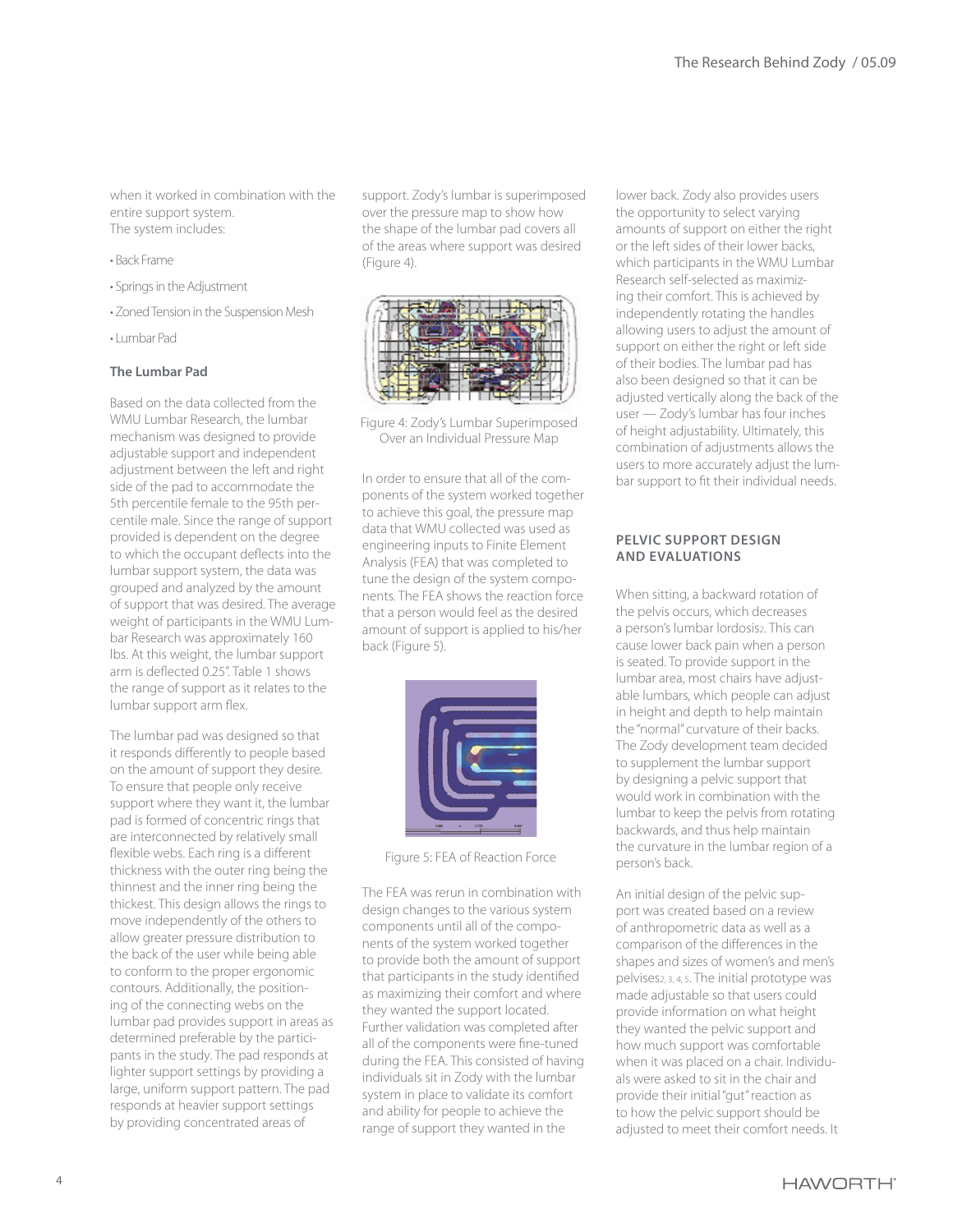when it worked in combination with the entire support system.
The system includes:

- Back Frame
- Springs in the Adjustment
- Zoned Tension in the Suspension Mesh
- Lumbar Pad

### The Lumbar Pad

Based on the data collected from the WMU Lumbar Research, the lumbar mechanism was designed to provide adjustable support and independent adjustment between the left and right side of the pad to accommodate the 5th percentile female to the 95th percentile male. Since the range of support provided is dependent on the degree to which the occupant deflects into the lumbar support system, the data was grouped and analyzed by the amount of support that was desired. The average weight of participants in the WMU Lumbar Research was approximately 160 lbs. At this weight, the lumbar support arm is deflected 0.25". Table 1 shows the range of support as it relates to the lumbar support arm flex.

The lumbar pad was designed so that it responds differently to people based on the amount of support they desire. To ensure that people only receive support where they want it, the lumbar pad is formed of concentric rings that are interconnected by relatively small flexible webs. Each ring is a different thickness with the outer ring being the thinnest and the inner ring being the thickest. This design allows the rings to move independently of the others to allow greater pressure distribution to the back of the user while being able to conform to the proper ergonomic contours. Additionally, the positioning of the connecting webs on the lumbar pad provides support in areas as determined preferable by the participants in the study. The pad responds at lighter support settings by providing a large, uniform support pattern. The pad responds at heavier support settings by providing concentrated areas of support. Zody's lumbar is superimposed over the pressure map to show how the shape of the lumbar pad covers all of the areas where support was desired (Figure 4).

Figure 4: Zody's Lumbar Superimposed Over an Individual Pressure Map

In order to ensure that all of the components of the system worked together to achieve this goal, the pressure map data that WMU collected was used as engineering inputs to Finite Element Analysis (FEA) that was completed to tune the design of the system components. The FEA shows the reaction force that a person would feel as the desired amount of support is applied to his/her back (Figure 5).

Figure 5: FEA of Reaction Force

The FEA was rerun in combination with design changes to the various system components until all of the components of the system worked together to provide both the amount of support that participants in the study identified as maximizing their comfort and where they wanted the support located. Further validation was completed after all of the components were fine-tuned during the FEA. This consisted of having individuals sit in Zody with the lumbar system in place to validate its comfort and ability for people to achieve the range of support they wanted in the lower back. Zody also provides users the opportunity to select varying amounts of support on either the right or the left sides of their lower backs, which participants in the WMU Lumbar Research self-selected as maximizing their comfort. This is achieved by independently rotating the handles allowing users to adjust the amount of support on either the right or left side of their bodies. The lumbar pad has also been designed so that it can be adjusted vertically along the back of the user — Zody's lumbar has four inches of height adjustability. Ultimately, this combination of adjustments allows the users to more accurately adjust the lumbar support to fit their individual needs.

## PELVIC SUPPORT DESIGN AND EVALUATIONS

When sitting, a backward rotation of the pelvis occurs, which decreases a person's lumbar lordosis[2]. This can cause lower back pain when a person is seated. To provide support in the lumbar area, most chairs have adjustable lumbars, which people can adjust in height and depth to help maintain the "normal" curvature of their backs. The Zody development team decided to supplement the lumbar support by designing a pelvic support that would work in combination with the lumbar to keep the pelvis from rotating backwards, and thus help maintain the curvature in the lumbar region of a person's back.

An initial design of the pelvic support was created based on a review of anthropometric data as well as a comparison of the differences in the shapes and sizes of women's and men's pelvises[2, 3, 4, 5]. The initial prototype was made adjustable so that users could provide information on what height they wanted the pelvic support and how much support was comfortable when it was placed on a chair. Individuals were asked to sit in the chair and provide their initial "gut" reaction as to how the pelvic support should be adjusted to meet their comfort needs. It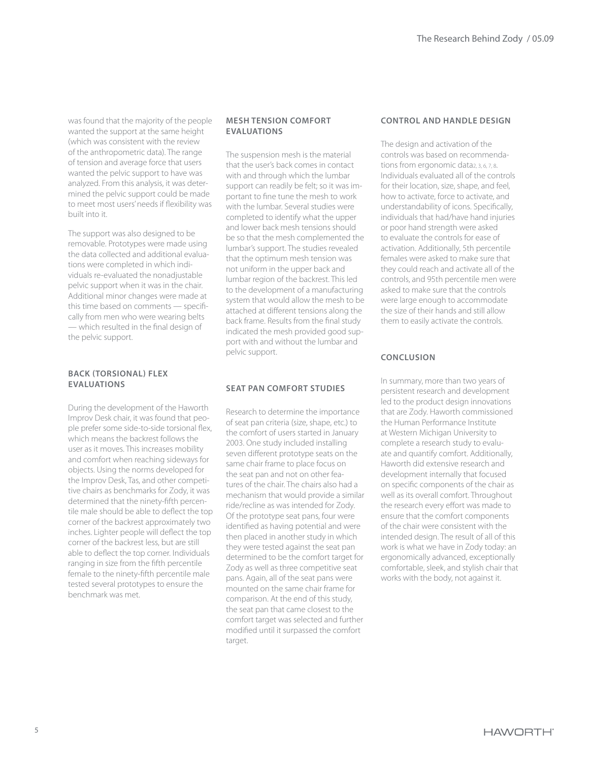was found that the majority of the people wanted the support at the same height (which was consistent with the review of the anthropometric data). The range of tension and average force that users wanted the pelvic support to have was analyzed. From this analysis, it was determined the pelvic support could be made to meet most users' needs if flexibility was built into it.

The support was also designed to be removable. Prototypes were made using the data collected and additional evaluations were completed in which individuals re-evaluated the nonadjustable pelvic support when it was in the chair. Additional minor changes were made at this time based on comments — specifically from men who were wearing belts — which resulted in the final design of the pelvic support.

### BACK (TORSIONAL) FLEX EVALUATIONS

During the development of the Haworth Improv Desk chair, it was found that people prefer some side-to-side torsional flex, which means the backrest follows the user as it moves. This increases mobility and comfort when reaching sideways for objects. Using the norms developed for the Improv Desk, Tas, and other competitive chairs as benchmarks for Zody, it was determined that the ninety-fifth percentile male should be able to deflect the top corner of the backrest approximately two inches. Lighter people will deflect the top corner of the backrest less, but are still able to deflect the top corner. Individuals ranging in size from the fifth percentile female to the ninety-fifth percentile male tested several prototypes to ensure the benchmark was met.

### MESH TENSION COMFORT EVALUATIONS

The suspension mesh is the material that the user's back comes in contact with and through which the lumbar support can readily be felt; so it was important to fine tune the mesh to work with the lumbar. Several studies were completed to identify what the upper and lower back mesh tensions should be so that the mesh complemented the lumbar's support. The studies revealed that the optimum mesh tension was not uniform in the upper back and lumbar region of the backrest. This led to the development of a manufacturing system that would allow the mesh to be attached at different tensions along the back frame. Results from the final study indicated the mesh provided good support with and without the lumbar and pelvic support.

### SEAT PAN COMFORT STUDIES

Research to determine the importance of seat pan criteria (size, shape, etc.) to the comfort of users started in January 2003. One study included installing seven different prototype seats on the same chair frame to place focus on the seat pan and not on other features of the chair. The chairs also had a mechanism that would provide a similar ride/recline as was intended for Zody. Of the prototype seat pans, four were identified as having potential and were then placed in another study in which they were tested against the seat pan determined to be the comfort target for Zody as well as three competitive seat pans. Again, all of the seat pans were mounted on the same chair frame for comparison. At the end of this study, the seat pan that came closest to the comfort target was selected and further modified until it surpassed the comfort target.

### CONTROL AND HANDLE DESIGN

The design and activation of the controls was based on recommendations from ergonomic data[2, 3, 6, 7, 8]. Individuals evaluated all of the controls for their location, size, shape, and feel, how to activate, force to activate, and understandability of icons. Specifically, individuals that had/have hand injuries or poor hand strength were asked to evaluate the controls for ease of activation. Additionally, 5th percentile females were asked to make sure that they could reach and activate all of the controls, and 95th percentile men were asked to make sure that the controls were large enough to accommodate the size of their hands and still allow them to easily activate the controls.

### CONCLUSION

In summary, more than two years of persistent research and development led to the product design innovations that are Zody. Haworth commissioned the Human Performance Institute at Western Michigan University to complete a research study to evaluate and quantify comfort. Additionally, Haworth did extensive research and development internally that focused on specific components of the chair as well as its overall comfort. Throughout the research every effort was made to ensure that the comfort components of the chair were consistent with the intended design. The result of all of this work is what we have in Zody today: an ergonomically advanced, exceptionally comfortable, sleek, and stylish chair that works with the body, not against it.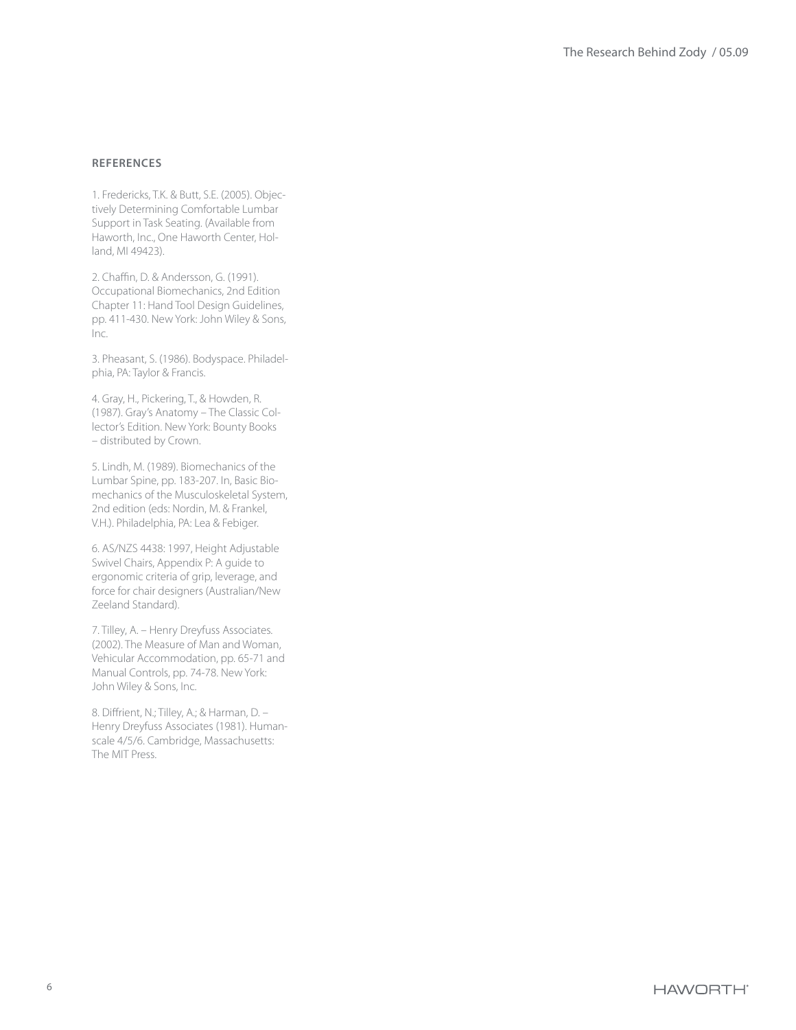## REFERENCES

1. Fredericks, T.K. & Butt, S.E. (2005). Objectively Determining Comfortable Lumbar Support in Task Seating. (Available from Haworth, Inc., One Haworth Center, Holland, MI 49423).

2. Chaffin, D. & Andersson, G. (1991). Occupational Biomechanics, 2nd Edition Chapter 11: Hand Tool Design Guidelines, pp. 411-430. New York: John Wiley & Sons, Inc.

3. Pheasant, S. (1986). Bodyspace. Philadelphia, PA: Taylor & Francis.

4. Gray, H., Pickering, T., & Howden, R. (1987). Gray's Anatomy – The Classic Collector's Edition. New York: Bounty Books – distributed by Crown.

5. Lindh, M. (1989). Biomechanics of the Lumbar Spine, pp. 183-207. In, Basic Biomechanics of the Musculoskeletal System, 2nd edition (eds: Nordin, M. & Frankel, V.H.). Philadelphia, PA: Lea & Febiger.

6. AS/NZS 4438: 1997, Height Adjustable Swivel Chairs, Appendix P: A guide to ergonomic criteria of grip, leverage, and force for chair designers (Australian/New Zeeland Standard).

7. Tilley, A. – Henry Dreyfuss Associates. (2002). The Measure of Man and Woman, Vehicular Accommodation, pp. 65-71 and Manual Controls, pp. 74-78. New York: John Wiley & Sons, Inc.

8. Diffrient, N.; Tilley, A.; & Harman, D. – Henry Dreyfuss Associates (1981). Humanscale 4/5/6. Cambridge, Massachusetts: The MIT Press.